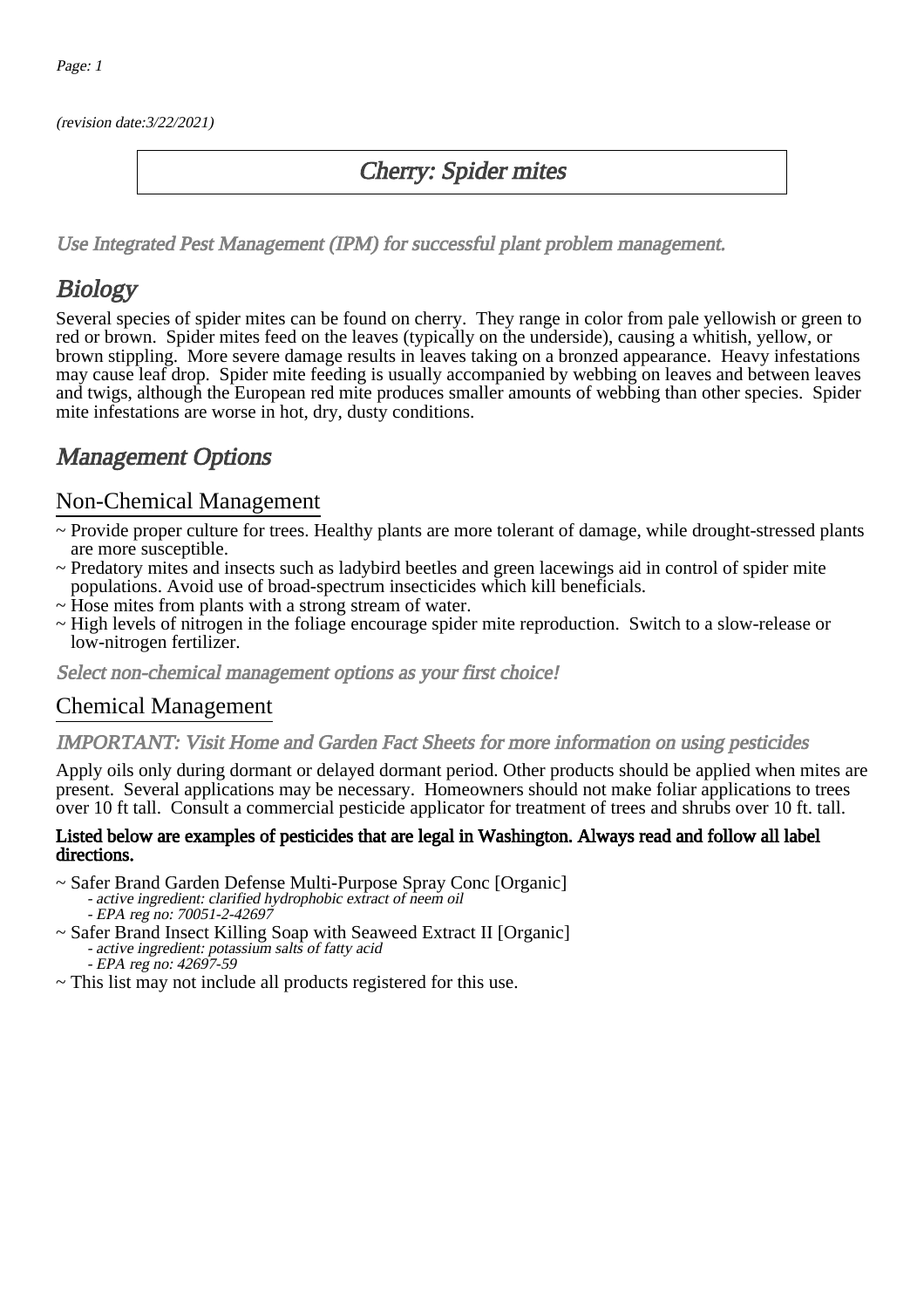*(revision date:3/22/2021)*

# *Cherry: Spider mites*

*Use Integrated Pest Management (IPM) for successful plant problem management.*

## *Biology*

Several species of spider mites can be found on cherry. They range in color from pale yellowish or green to red or brown. Spider mites feed on the leaves (typically on the underside), causing a whitish, yellow, or brown stippling. More severe damage results in leaves taking on a bronzed appearance. Heavy infestations may cause leaf drop. Spider mite feeding is usually accompanied by webbing on leaves and between leaves and twigs, although the European red mite produces smaller amounts of webbing than other species. Spider mite infestations are worse in hot, dry, dusty conditions.

## *Management Options*

### Non-Chemical Management

~ Provide proper culture for trees. Healthy plants are more tolerant of damage, while drought-stressed plants are more susceptible.
~ Predatory mites and insects such as ladybird beetles and green lacewings aid in control of spider mite populations. Avoid use of broad-spectrum insecticides which kill beneficials.
~ Hose mites from plants with a strong stream of water.
~ High levels of nitrogen in the foliage encourage spider mite reproduction. Switch to a slow-release or low-nitrogen fertilizer.

*Select non-chemical management options as your first choice!*

### Chemical Management

*IMPORTANT: Visit Home and Garden Fact Sheets for more information on using pesticides*

Apply oils only during dormant or delayed dormant period. Other products should be applied when mites are present. Several applications may be necessary. Homeowners should not make foliar applications to trees over 10 ft tall. Consult a commercial pesticide applicator for treatment of trees and shrubs over 10 ft. tall.

**Listed below are examples of pesticides that are legal in Washington. Always read and follow all label directions.**

~ Safer Brand Garden Defense Multi-Purpose Spray Conc [Organic]
 - *active ingredient: clarified hydrophobic extract of neem oil*
 - *EPA reg no: 70051-2-42697*
~ Safer Brand Insect Killing Soap with Seaweed Extract II [Organic]
 - *active ingredient: potassium salts of fatty acid*
 - *EPA reg no: 42697-59*
~ This list may not include all products registered for this use.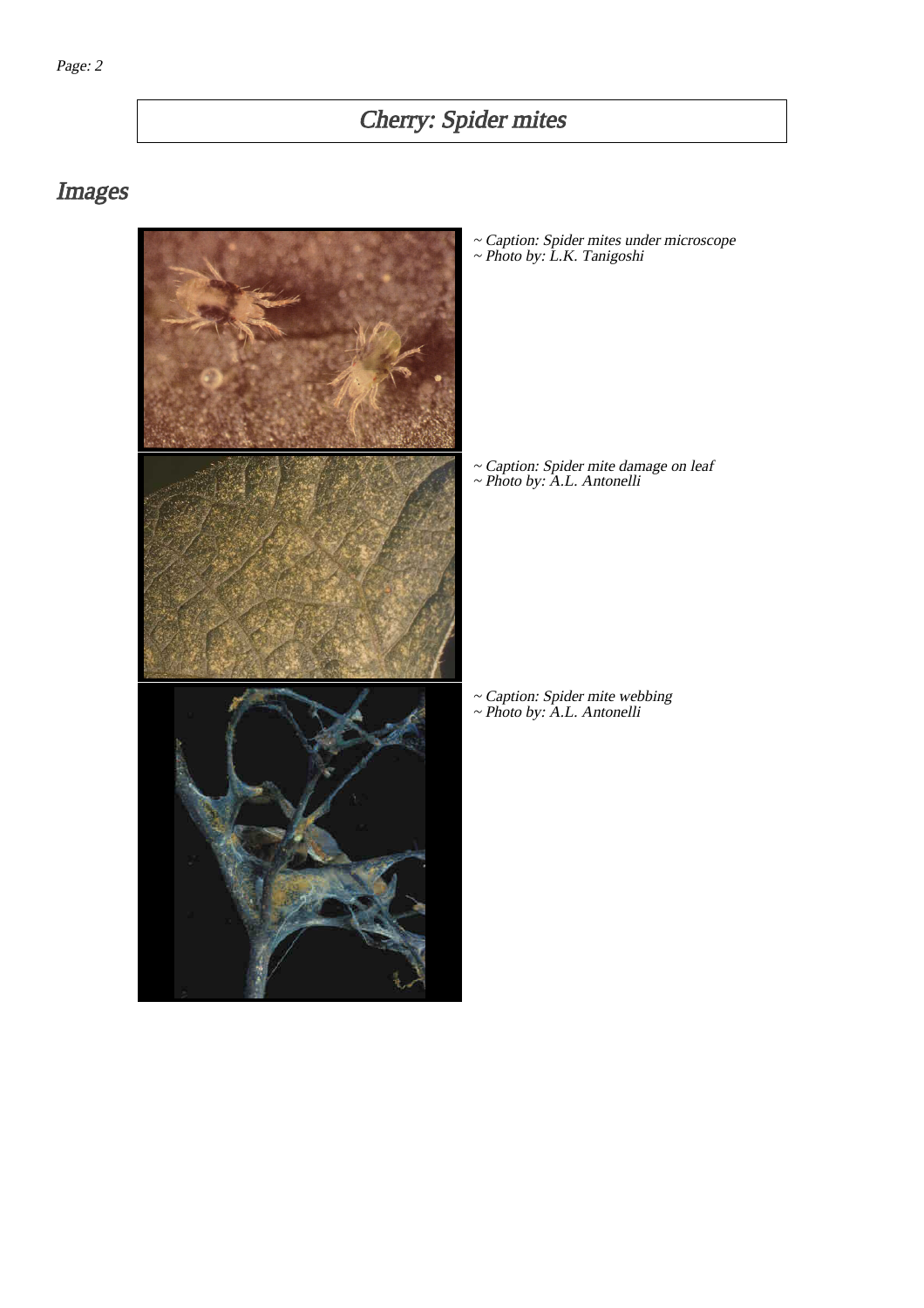# Cherry: Spider mites

## Images

~ Caption: Spider mites under microscope
~ Photo by: L.K. Tanigoshi

~ Caption: Spider mite damage on leaf
~ Photo by: A.L. Antonelli

~ Caption: Spider mite webbing
~ Photo by: A.L. Antonelli